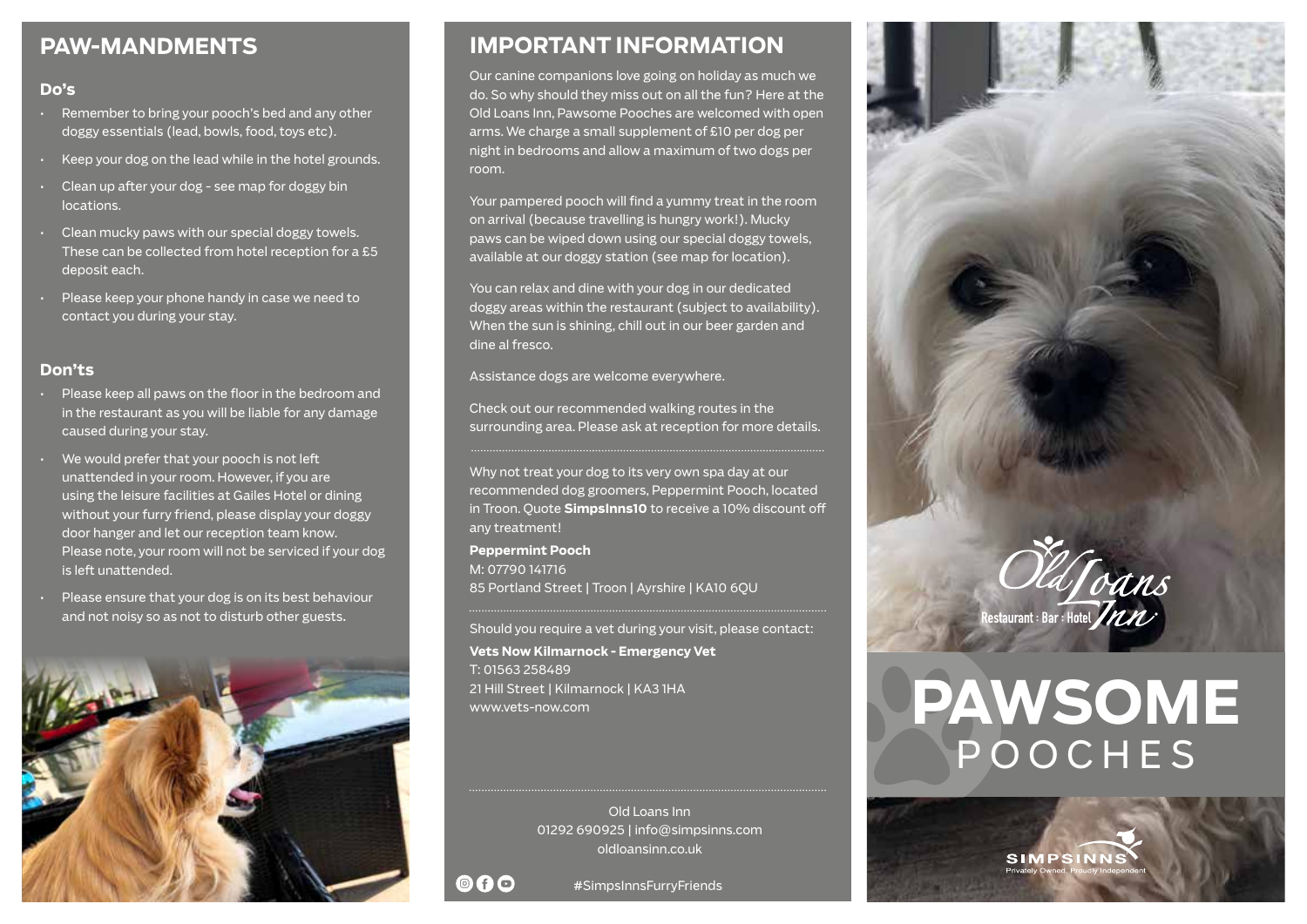## PAW-MANDMENTS

### Do's

- Remember to bring your pooch's bed and any other doggy essentials (lead, bowls, food, toys etc).
- Keep your dog on the lead while in the hotel grounds.
- Clean up after your dog - see map for doggy bin locations.
- Clean mucky paws with our special doggy towels. These can be collected from hotel reception for a £5 deposit each.
- Please keep your phone handy in case we need to contact you during your stay.

### Don'ts

- Please keep all paws on the floor in the bedroom and in the restaurant as you will be liable for any damage caused during your stay.
- We would prefer that your pooch is not left unattended in your room. However, if you are using the leisure facilities at Gailes Hotel or dining without your furry friend, please display your doggy door hanger and let our reception team know. Please note, your room will not be serviced if your dog is left unattended.
- Please ensure that your dog is on its best behaviour and not noisy so as not to disturb other guests.

## IMPORTANT INFORMATION

Our canine companions love going on holiday as much we do. So why should they miss out on all the fun? Here at the Old Loans Inn, Pawsome Pooches are welcomed with open arms. We charge a small supplement of £10 per dog per night in bedrooms and allow a maximum of two dogs per room.

Your pampered pooch will find a yummy treat in the room on arrival (because travelling is hungry work!). Mucky paws can be wiped down using our special doggy towels, available at our doggy station (see map for location).

You can relax and dine with your dog in our dedicated doggy areas within the restaurant (subject to availability). When the sun is shining, chill out in our beer garden and dine al fresco.

Assistance dogs are welcome everywhere.

Check out our recommended walking routes in the surrounding area. Please ask at reception for more details.

---

Why not treat your dog to its very own spa day at our recommended dog groomers, Peppermint Pooch, located in Troon. Quote **SimpsInns10** to receive a 10% discount off any treatment!

**Peppermint Pooch**
M: 07790 141716
85 Portland Street | Troon | Ayrshire | KA10 6QU

---

Should you require a vet during your visit, please contact:

**Vets Now Kilmarnock - Emergency Vet**
T: 01563 258489
21 Hill Street | Kilmarnock | KA3 1HA
www.vets-now.com

---

Old Loans Inn
01292 690925 | info@simpsinns.com
oldloansinn.co.uk

#SimpsInnsFurryFriends

Old Loans Inn
Restaurant : Bar : Hotel

# PAWSOME POOCHES

SIMPSINNS
Privately Owned, Proudly Independent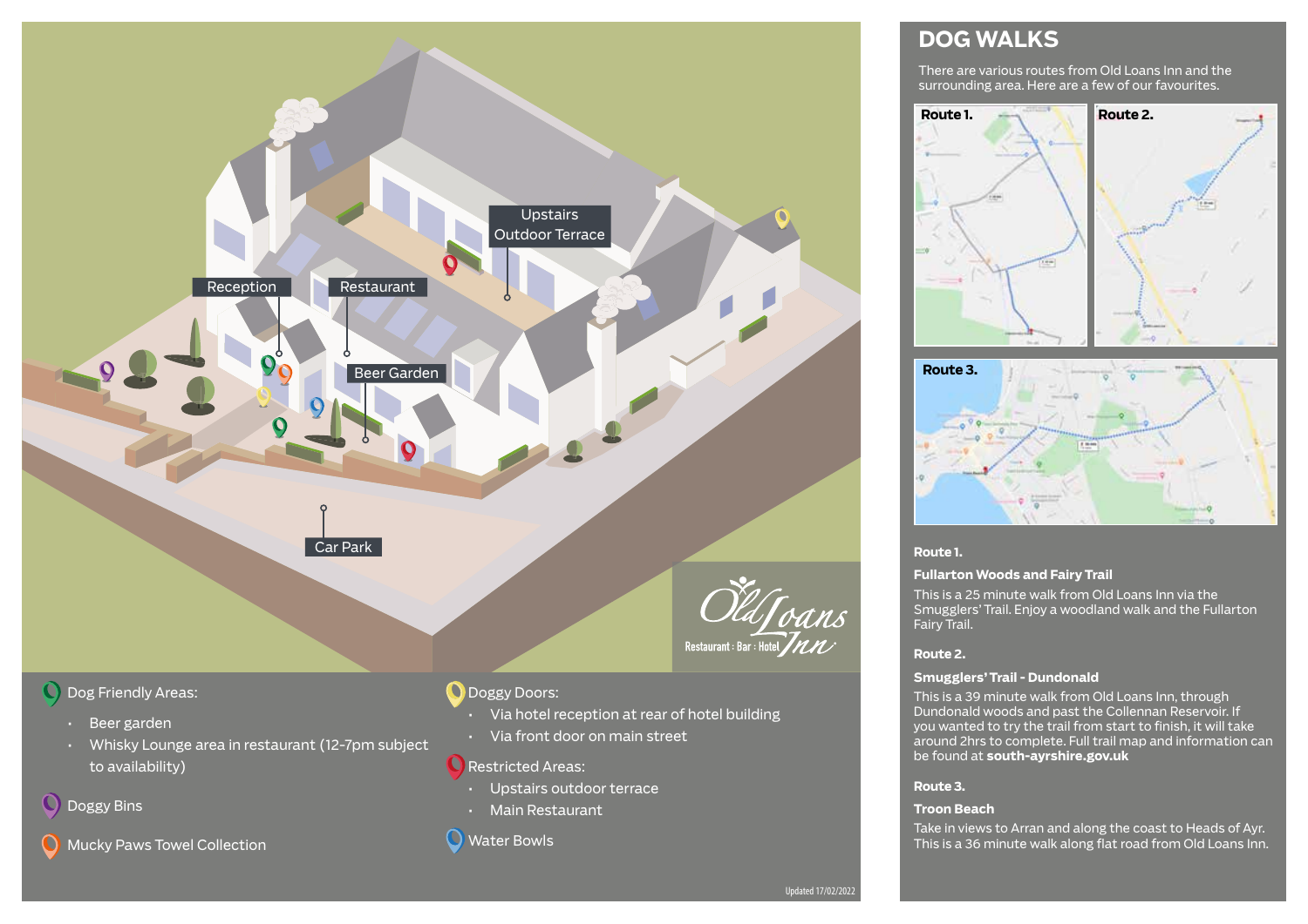Reception

Restaurant

Upstairs Outdoor Terrace

Beer Garden

Car Park

Old Loans Inn

Restaurant : Bar : Hotel

Dog Friendly Areas:

- Beer garden
- Whisky Lounge area in restaurant (12-7pm subject to availability)

Doggy Bins

Mucky Paws Towel Collection

Doggy Doors:

- Via hotel reception at rear of hotel building
- Via front door on main street

Restricted Areas:

- Upstairs outdoor terrace
- Main Restaurant

Water Bowls

Updated 17/02/2022

# DOG WALKS

There are various routes from Old Loans Inn and the surrounding area. Here are a few of our favourites.

Route 1.

Route 2.

Route 3.

**Route 1.**

**Fullarton Woods and Fairy Trail**

This is a 25 minute walk from Old Loans Inn via the Smugglers' Trail. Enjoy a woodland walk and the Fullarton Fairy Trail.

**Route 2.**

**Smugglers' Trail - Dundonald**

This is a 39 minute walk from Old Loans Inn, through Dundonald woods and past the Collennan Reservoir. If you wanted to try the trail from start to finish, it will take around 2hrs to complete. Full trail map and information can be found at **south-ayrshire.gov.uk**

**Route 3.**

**Troon Beach**

Take in views to Arran and along the coast to Heads of Ayr. This is a 36 minute walk along flat road from Old Loans Inn.